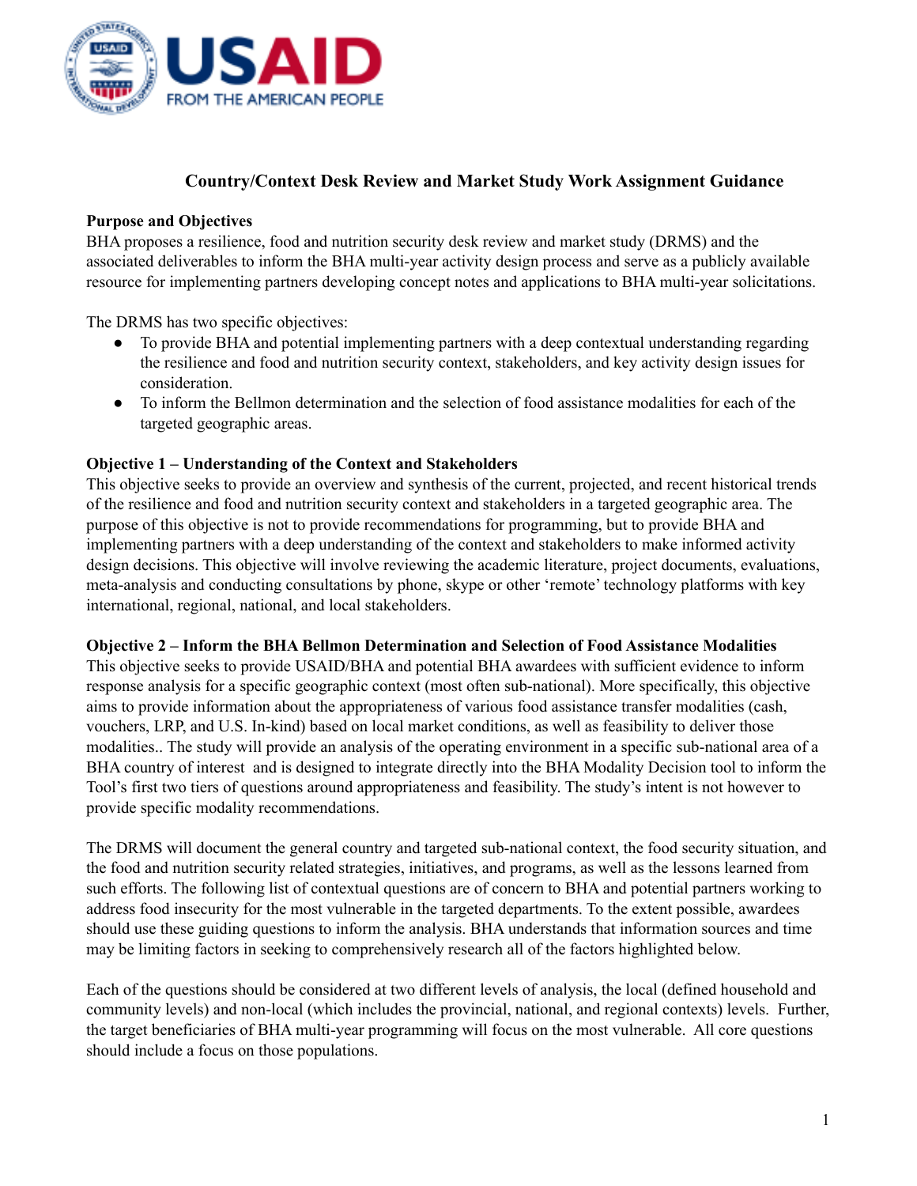# Country/Context Desk Review and Market Study Work Assignment Guidance

**Purpose and Objectives**

BHA proposes a resilience, food and nutrition security desk review and market study (DRMS) and the associated deliverables to inform the BHA multi-year activity design process and serve as a publicly available resource for implementing partners developing concept notes and applications to BHA multi-year solicitations.

The DRMS has two specific objectives:

- To provide BHA and potential implementing partners with a deep contextual understanding regarding the resilience and food and nutrition security context, stakeholders, and key activity design issues for consideration.
- To inform the Bellmon determination and the selection of food assistance modalities for each of the targeted geographic areas.

**Objective 1 – Understanding of the Context and Stakeholders**

This objective seeks to provide an overview and synthesis of the current, projected, and recent historical trends of the resilience and food and nutrition security context and stakeholders in a targeted geographic area. The purpose of this objective is not to provide recommendations for programming, but to provide BHA and implementing partners with a deep understanding of the context and stakeholders to make informed activity design decisions. This objective will involve reviewing the academic literature, project documents, evaluations, meta-analysis and conducting consultations by phone, skype or other 'remote' technology platforms with key international, regional, national, and local stakeholders.

**Objective 2 – Inform the BHA Bellmon Determination and Selection of Food Assistance Modalities**

This objective seeks to provide USAID/BHA and potential BHA awardees with sufficient evidence to inform response analysis for a specific geographic context (most often sub-national). More specifically, this objective aims to provide information about the appropriateness of various food assistance transfer modalities (cash, vouchers, LRP, and U.S. In-kind) based on local market conditions, as well as feasibility to deliver those modalities.. The study will provide an analysis of the operating environment in a specific sub-national area of a BHA country of interest and is designed to integrate directly into the BHA Modality Decision tool to inform the Tool's first two tiers of questions around appropriateness and feasibility. The study's intent is not however to provide specific modality recommendations.

The DRMS will document the general country and targeted sub-national context, the food security situation, and the food and nutrition security related strategies, initiatives, and programs, as well as the lessons learned from such efforts. The following list of contextual questions are of concern to BHA and potential partners working to address food insecurity for the most vulnerable in the targeted departments. To the extent possible, awardees should use these guiding questions to inform the analysis. BHA understands that information sources and time may be limiting factors in seeking to comprehensively research all of the factors highlighted below.

Each of the questions should be considered at two different levels of analysis, the local (defined household and community levels) and non-local (which includes the provincial, national, and regional contexts) levels. Further, the target beneficiaries of BHA multi-year programming will focus on the most vulnerable. All core questions should include a focus on those populations.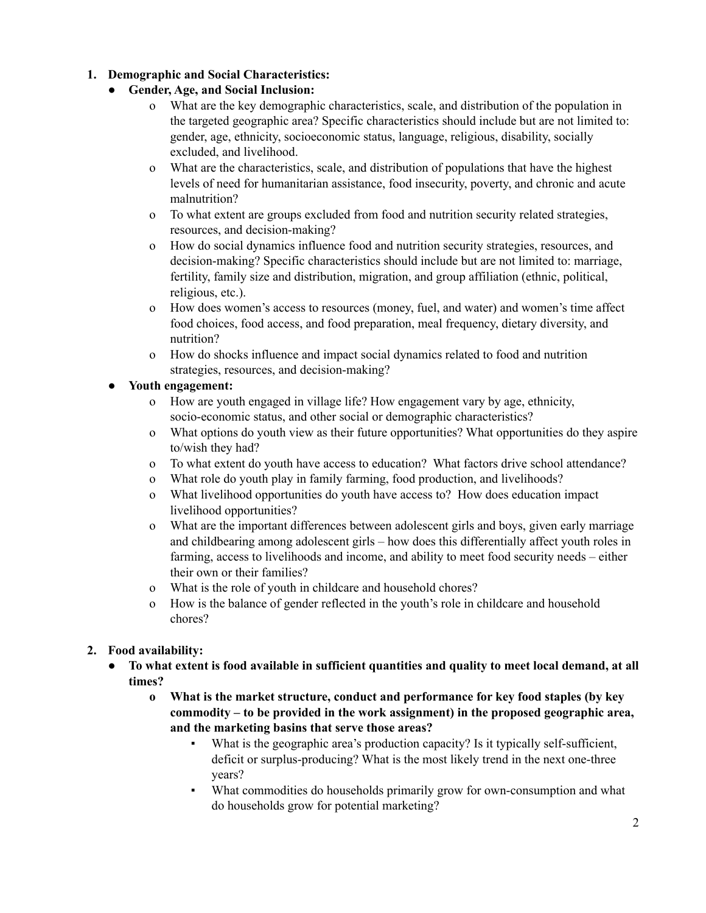1. **Demographic and Social Characteristics:**
   - **Gender, Age, and Social Inclusion:**
     - What are the key demographic characteristics, scale, and distribution of the population in the targeted geographic area? Specific characteristics should include but are not limited to: gender, age, ethnicity, socioeconomic status, language, religious, disability, socially excluded, and livelihood.
     - What are the characteristics, scale, and distribution of populations that have the highest levels of need for humanitarian assistance, food insecurity, poverty, and chronic and acute malnutrition?
     - To what extent are groups excluded from food and nutrition security related strategies, resources, and decision-making?
     - How do social dynamics influence food and nutrition security strategies, resources, and decision-making? Specific characteristics should include but are not limited to: marriage, fertility, family size and distribution, migration, and group affiliation (ethnic, political, religious, etc.).
     - How does women's access to resources (money, fuel, and water) and women's time affect food choices, food access, and food preparation, meal frequency, dietary diversity, and nutrition?
     - How do shocks influence and impact social dynamics related to food and nutrition strategies, resources, and decision-making?
   - **Youth engagement:**
     - How are youth engaged in village life? How engagement vary by age, ethnicity, socio-economic status, and other social or demographic characteristics?
     - What options do youth view as their future opportunities? What opportunities do they aspire to/wish they had?
     - To what extent do youth have access to education? What factors drive school attendance?
     - What role do youth play in family farming, food production, and livelihoods?
     - What livelihood opportunities do youth have access to? How does education impact livelihood opportunities?
     - What are the important differences between adolescent girls and boys, given early marriage and childbearing among adolescent girls – how does this differentially affect youth roles in farming, access to livelihoods and income, and ability to meet food security needs – either their own or their families?
     - What is the role of youth in childcare and household chores?
     - How is the balance of gender reflected in the youth's role in childcare and household chores?

2. **Food availability:**
   - **To what extent is food available in sufficient quantities and quality to meet local demand, at all times?**
     - **What is the market structure, conduct and performance for key food staples (by key commodity – to be provided in the work assignment) in the proposed geographic area, and the marketing basins that serve those areas?**
       - What is the geographic area's production capacity? Is it typically self-sufficient, deficit or surplus-producing? What is the most likely trend in the next one-three years?
       - What commodities do households primarily grow for own-consumption and what do households grow for potential marketing?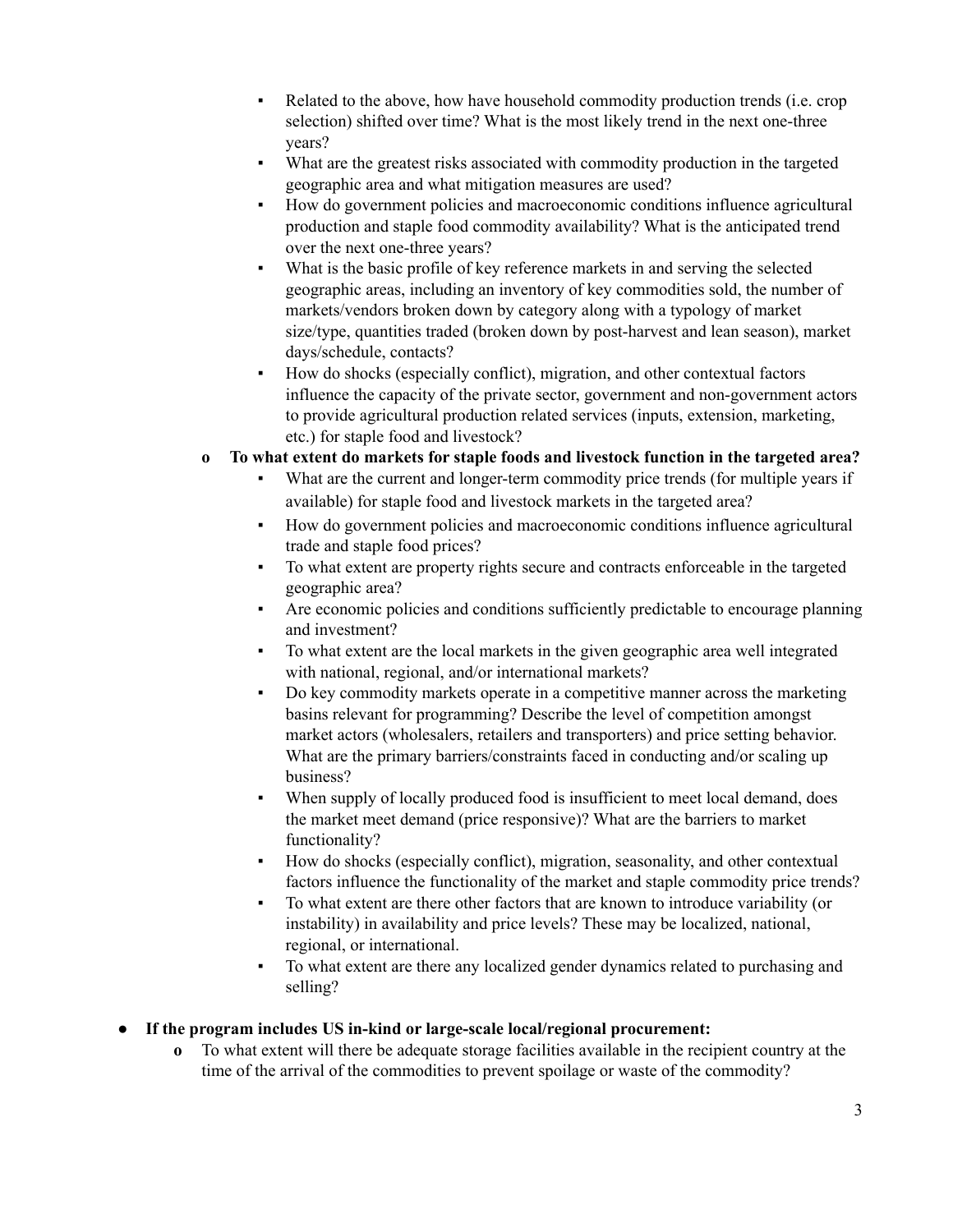- Related to the above, how have household commodity production trends (i.e. crop selection) shifted over time? What is the most likely trend in the next one-three years?
        - What are the greatest risks associated with commodity production in the targeted geographic area and what mitigation measures are used?
        - How do government policies and macroeconomic conditions influence agricultural production and staple food commodity availability? What is the anticipated trend over the next one-three years?
        - What is the basic profile of key reference markets in and serving the selected geographic areas, including an inventory of key commodities sold, the number of markets/vendors broken down by category along with a typology of market size/type, quantities traded (broken down by post-harvest and lean season), market days/schedule, contacts?
        - How do shocks (especially conflict), migration, and other contextual factors influence the capacity of the private sector, government and non-government actors to provide agricultural production related services (inputs, extension, marketing, etc.) for staple food and livestock?
    - **To what extent do markets for staple foods and livestock function in the targeted area?**
        - What are the current and longer-term commodity price trends (for multiple years if available) for staple food and livestock markets in the targeted area?
        - How do government policies and macroeconomic conditions influence agricultural trade and staple food prices?
        - To what extent are property rights secure and contracts enforceable in the targeted geographic area?
        - Are economic policies and conditions sufficiently predictable to encourage planning and investment?
        - To what extent are the local markets in the given geographic area well integrated with national, regional, and/or international markets?
        - Do key commodity markets operate in a competitive manner across the marketing basins relevant for programming? Describe the level of competition amongst market actors (wholesalers, retailers and transporters) and price setting behavior. What are the primary barriers/constraints faced in conducting and/or scaling up business?
        - When supply of locally produced food is insufficient to meet local demand, does the market meet demand (price responsive)? What are the barriers to market functionality?
        - How do shocks (especially conflict), migration, seasonality, and other contextual factors influence the functionality of the market and staple commodity price trends?
        - To what extent are there other factors that are known to introduce variability (or instability) in availability and price levels? These may be localized, national, regional, or international.
        - To what extent are there any localized gender dynamics related to purchasing and selling?

- **If the program includes US in-kind or large-scale local/regional procurement:**
    - To what extent will there be adequate storage facilities available in the recipient country at the time of the arrival of the commodities to prevent spoilage or waste of the commodity?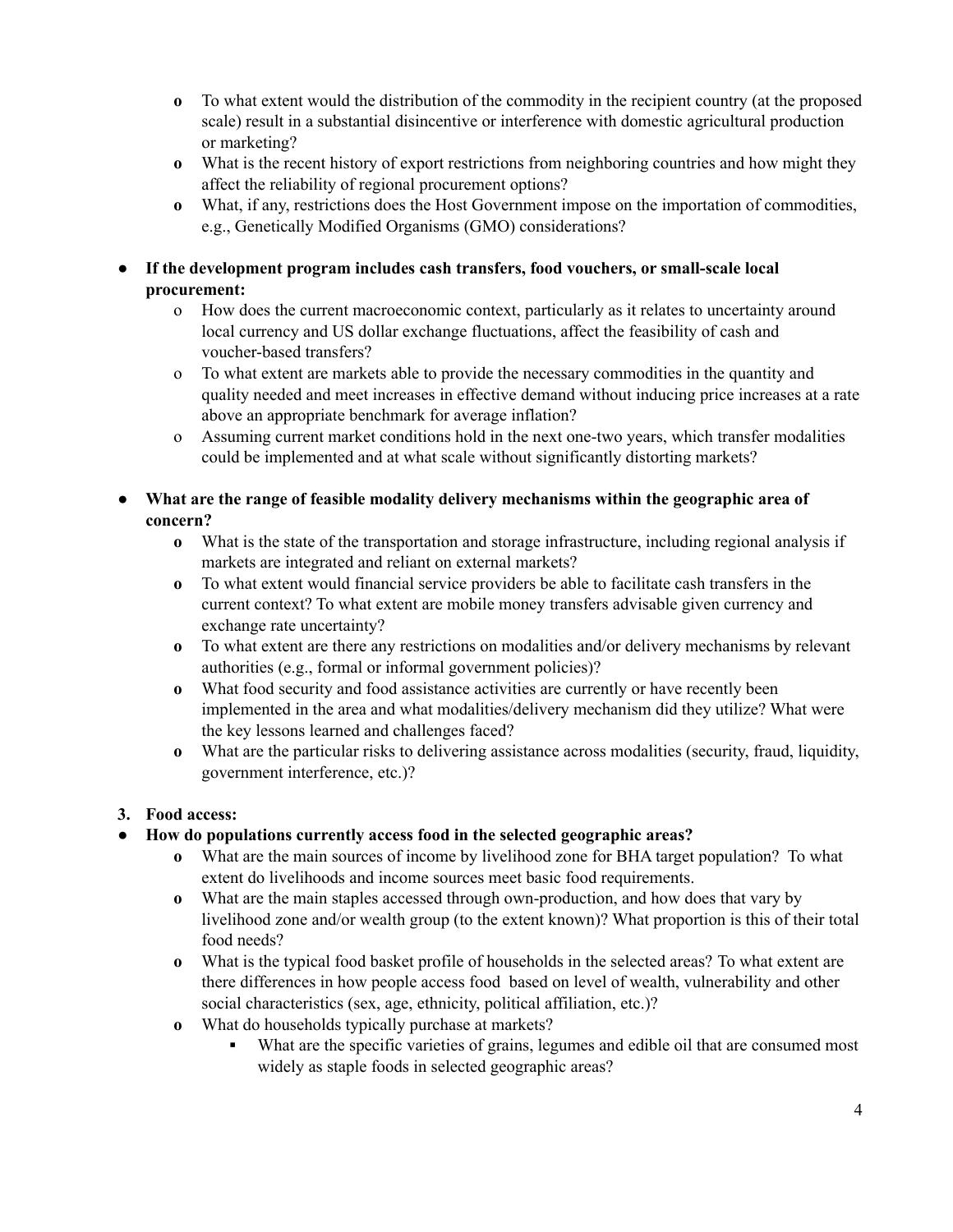- To what extent would the distribution of the commodity in the recipient country (at the proposed scale) result in a substantial disincentive or interference with domestic agricultural production or marketing?
- What is the recent history of export restrictions from neighboring countries and how might they affect the reliability of regional procurement options?
- What, if any, restrictions does the Host Government impose on the importation of commodities, e.g., Genetically Modified Organisms (GMO) considerations?

- **If the development program includes cash transfers, food vouchers, or small-scale local procurement:**
  - How does the current macroeconomic context, particularly as it relates to uncertainty around local currency and US dollar exchange fluctuations, affect the feasibility of cash and voucher-based transfers?
  - To what extent are markets able to provide the necessary commodities in the quantity and quality needed and meet increases in effective demand without inducing price increases at a rate above an appropriate benchmark for average inflation?
  - Assuming current market conditions hold in the next one-two years, which transfer modalities could be implemented and at what scale without significantly distorting markets?

- **What are the range of feasible modality delivery mechanisms within the geographic area of concern?**
  - What is the state of the transportation and storage infrastructure, including regional analysis if markets are integrated and reliant on external markets?
  - To what extent would financial service providers be able to facilitate cash transfers in the current context? To what extent are mobile money transfers advisable given currency and exchange rate uncertainty?
  - To what extent are there any restrictions on modalities and/or delivery mechanisms by relevant authorities (e.g., formal or informal government policies)?
  - What food security and food assistance activities are currently or have recently been implemented in the area and what modalities/delivery mechanism did they utilize? What were the key lessons learned and challenges faced?
  - What are the particular risks to delivering assistance across modalities (security, fraud, liquidity, government interference, etc.)?

3. **Food access:**

- **How do populations currently access food in the selected geographic areas?**
  - What are the main sources of income by livelihood zone for BHA target population? To what extent do livelihoods and income sources meet basic food requirements.
  - What are the main staples accessed through own-production, and how does that vary by livelihood zone and/or wealth group (to the extent known)? What proportion is this of their total food needs?
  - What is the typical food basket profile of households in the selected areas? To what extent are there differences in how people access food based on level of wealth, vulnerability and other social characteristics (sex, age, ethnicity, political affiliation, etc.)?
  - What do households typically purchase at markets?
    - What are the specific varieties of grains, legumes and edible oil that are consumed most widely as staple foods in selected geographic areas?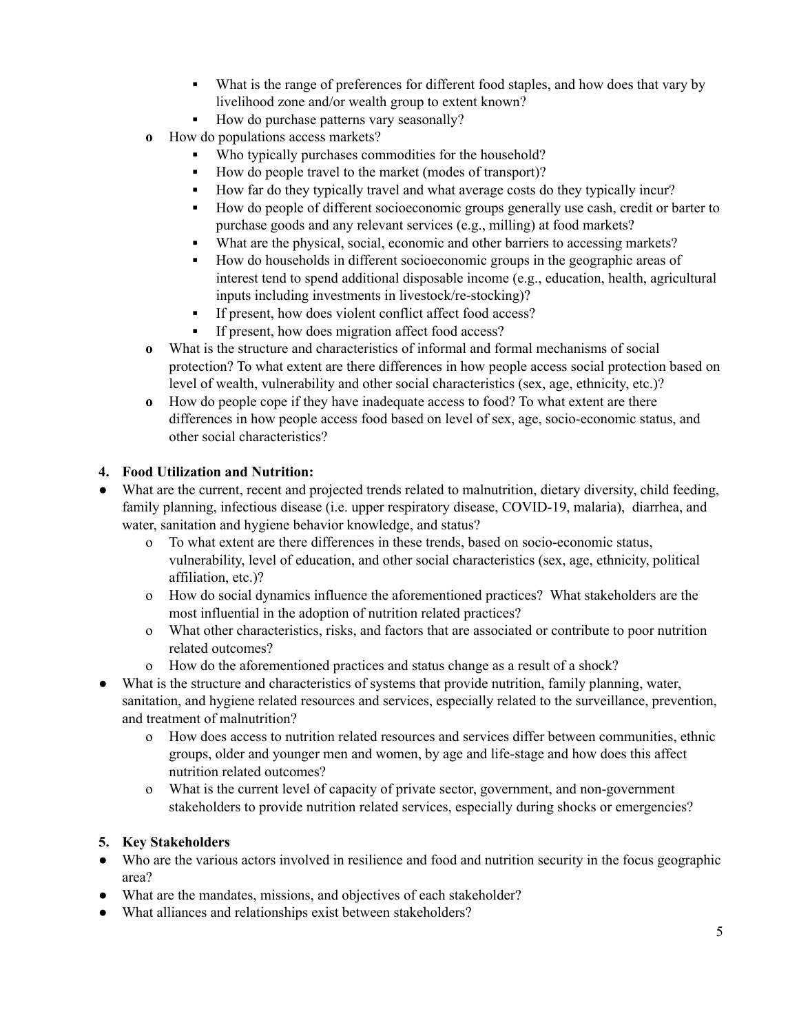- What is the range of preferences for different food staples, and how does that vary by livelihood zone and/or wealth group to extent known?
        - How do purchase patterns vary seasonally?
    - How do populations access markets?
        - Who typically purchases commodities for the household?
        - How do people travel to the market (modes of transport)?
        - How far do they typically travel and what average costs do they typically incur?
        - How do people of different socioeconomic groups generally use cash, credit or barter to purchase goods and any relevant services (e.g., milling) at food markets?
        - What are the physical, social, economic and other barriers to accessing markets?
        - How do households in different socioeconomic groups in the geographic areas of interest tend to spend additional disposable income (e.g., education, health, agricultural inputs including investments in livestock/re-stocking)?
        - If present, how does violent conflict affect food access?
        - If present, how does migration affect food access?
    - What is the structure and characteristics of informal and formal mechanisms of social protection? To what extent are there differences in how people access social protection based on level of wealth, vulnerability and other social characteristics (sex, age, ethnicity, etc.)?
    - How do people cope if they have inadequate access to food? To what extent are there differences in how people access food based on level of sex, age, socio-economic status, and other social characteristics?

**4. Food Utilization and Nutrition:**

- What are the current, recent and projected trends related to malnutrition, dietary diversity, child feeding, family planning, infectious disease (i.e. upper respiratory disease, COVID-19, malaria), diarrhea, and water, sanitation and hygiene behavior knowledge, and status?
    - To what extent are there differences in these trends, based on socio-economic status, vulnerability, level of education, and other social characteristics (sex, age, ethnicity, political affiliation, etc.)?
    - How do social dynamics influence the aforementioned practices? What stakeholders are the most influential in the adoption of nutrition related practices?
    - What other characteristics, risks, and factors that are associated or contribute to poor nutrition related outcomes?
    - How do the aforementioned practices and status change as a result of a shock?
- What is the structure and characteristics of systems that provide nutrition, family planning, water, sanitation, and hygiene related resources and services, especially related to the surveillance, prevention, and treatment of malnutrition?
    - How does access to nutrition related resources and services differ between communities, ethnic groups, older and younger men and women, by age and life-stage and how does this affect nutrition related outcomes?
    - What is the current level of capacity of private sector, government, and non-government stakeholders to provide nutrition related services, especially during shocks or emergencies?

**5. Key Stakeholders**

- Who are the various actors involved in resilience and food and nutrition security in the focus geographic area?
- What are the mandates, missions, and objectives of each stakeholder?
- What alliances and relationships exist between stakeholders?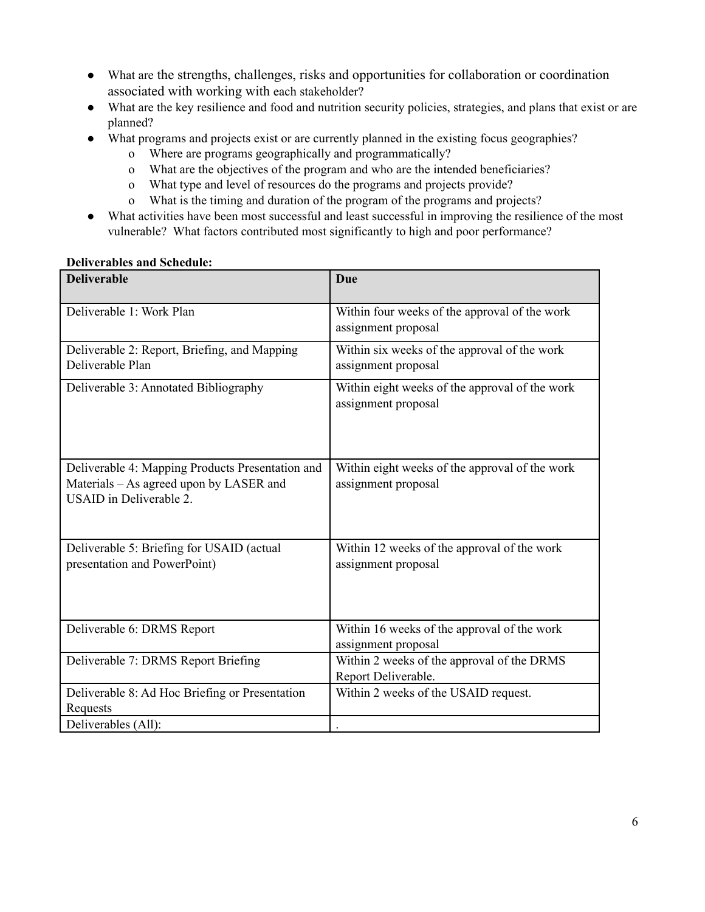- What are the strengths, challenges, risks and opportunities for collaboration or coordination associated with working with each stakeholder?
- What are the key resilience and food and nutrition security policies, strategies, and plans that exist or are planned?
- What programs and projects exist or are currently planned in the existing focus geographies?
    - Where are programs geographically and programmatically?
    - What are the objectives of the program and who are the intended beneficiaries?
    - What type and level of resources do the programs and projects provide?
    - What is the timing and duration of the program of the programs and projects?
- What activities have been most successful and least successful in improving the resilience of the most vulnerable? What factors contributed most significantly to high and poor performance?

**Deliverables and Schedule:**

| Deliverable | Due |
|---|---|
| Deliverable 1: Work Plan | Within four weeks of the approval of the work assignment proposal |
| Deliverable 2: Report, Briefing, and Mapping Deliverable Plan | Within six weeks of the approval of the work assignment proposal |
| Deliverable 3: Annotated Bibliography | Within eight weeks of the approval of the work assignment proposal |
| Deliverable 4: Mapping Products Presentation and Materials – As agreed upon by LASER and USAID in Deliverable 2. | Within eight weeks of the approval of the work assignment proposal |
| Deliverable 5: Briefing for USAID (actual presentation and PowerPoint) | Within 12 weeks of the approval of the work assignment proposal |
| Deliverable 6: DRMS Report | Within 16 weeks of the approval of the work assignment proposal |
| Deliverable 7: DRMS Report Briefing | Within 2 weeks of the approval of the DRMS Report Deliverable. |
| Deliverable 8: Ad Hoc Briefing or Presentation Requests | Within 2 weeks of the USAID request. |
| Deliverables (All): | . |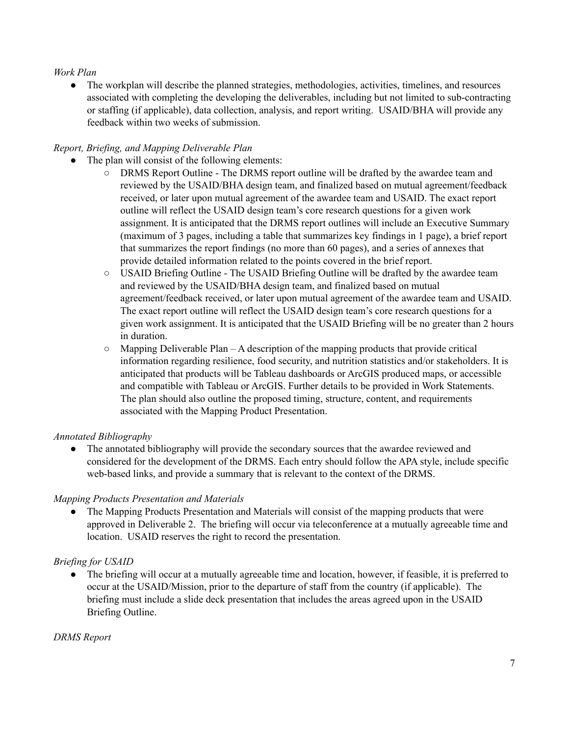*Work Plan*

- The workplan will describe the planned strategies, methodologies, activities, timelines, and resources associated with completing the developing the deliverables, including but not limited to sub-contracting or staffing (if applicable), data collection, analysis, and report writing. USAID/BHA will provide any feedback within two weeks of submission.

*Report, Briefing, and Mapping Deliverable Plan*

- The plan will consist of the following elements:
  - DRMS Report Outline - The DRMS report outline will be drafted by the awardee team and reviewed by the USAID/BHA design team, and finalized based on mutual agreement/feedback received, or later upon mutual agreement of the awardee team and USAID. The exact report outline will reflect the USAID design team's core research questions for a given work assignment. It is anticipated that the DRMS report outlines will include an Executive Summary (maximum of 3 pages, including a table that summarizes key findings in 1 page), a brief report that summarizes the report findings (no more than 60 pages), and a series of annexes that provide detailed information related to the points covered in the brief report.
  - USAID Briefing Outline - The USAID Briefing Outline will be drafted by the awardee team and reviewed by the USAID/BHA design team, and finalized based on mutual agreement/feedback received, or later upon mutual agreement of the awardee team and USAID. The exact report outline will reflect the USAID design team's core research questions for a given work assignment. It is anticipated that the USAID Briefing will be no greater than 2 hours in duration.
  - Mapping Deliverable Plan – A description of the mapping products that provide critical information regarding resilience, food security, and nutrition statistics and/or stakeholders. It is anticipated that products will be Tableau dashboards or ArcGIS produced maps, or accessible and compatible with Tableau or ArcGIS. Further details to be provided in Work Statements. The plan should also outline the proposed timing, structure, content, and requirements associated with the Mapping Product Presentation.

*Annotated Bibliography*

- The annotated bibliography will provide the secondary sources that the awardee reviewed and considered for the development of the DRMS. Each entry should follow the APA style, include specific web-based links, and provide a summary that is relevant to the context of the DRMS.

*Mapping Products Presentation and Materials*

- The Mapping Products Presentation and Materials will consist of the mapping products that were approved in Deliverable 2. The briefing will occur via teleconference at a mutually agreeable time and location. USAID reserves the right to record the presentation.

*Briefing for USAID*

- The briefing will occur at a mutually agreeable time and location, however, if feasible, it is preferred to occur at the USAID/Mission, prior to the departure of staff from the country (if applicable). The briefing must include a slide deck presentation that includes the areas agreed upon in the USAID Briefing Outline.

*DRMS Report*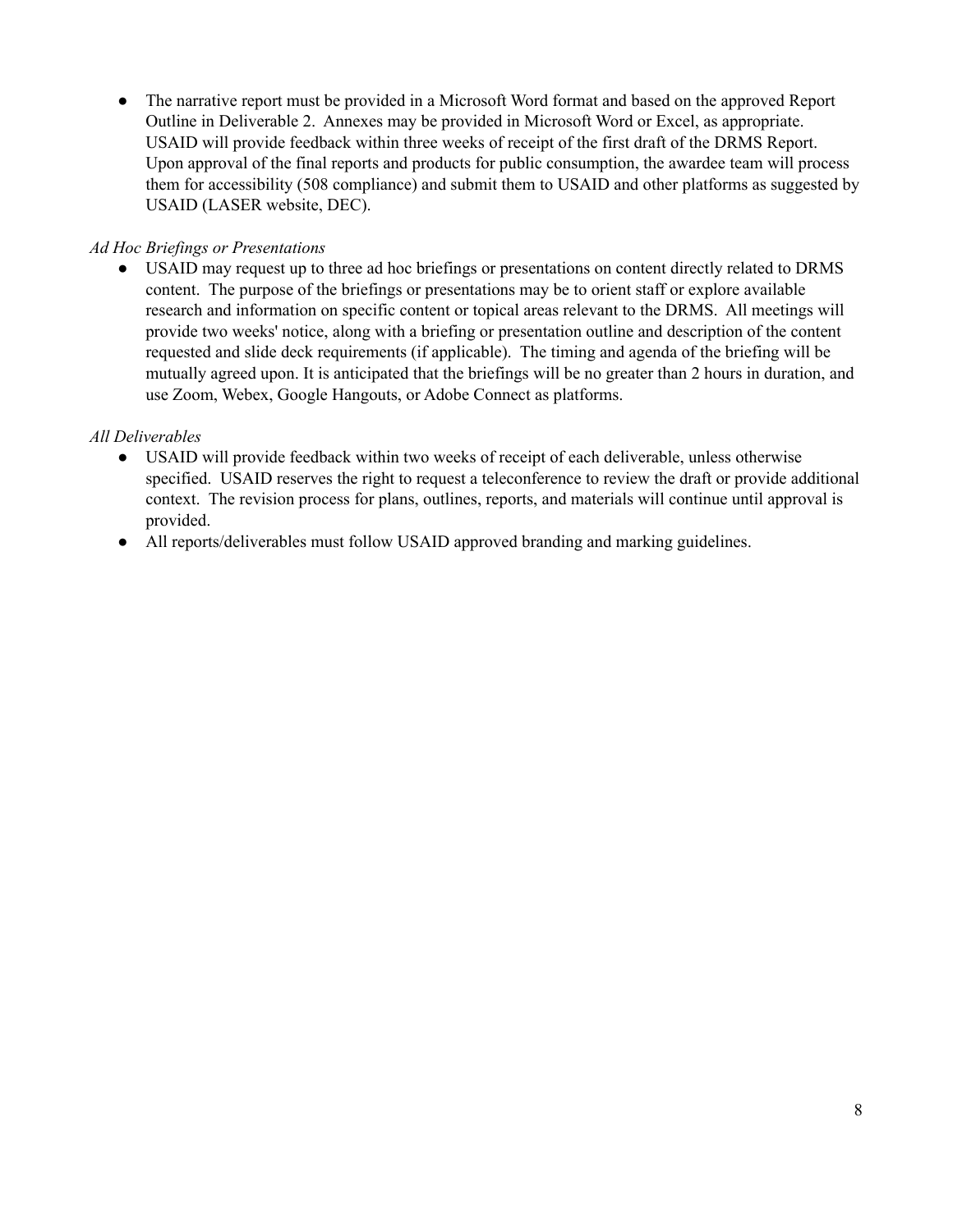- The narrative report must be provided in a Microsoft Word format and based on the approved Report Outline in Deliverable 2. Annexes may be provided in Microsoft Word or Excel, as appropriate. USAID will provide feedback within three weeks of receipt of the first draft of the DRMS Report. Upon approval of the final reports and products for public consumption, the awardee team will process them for accessibility (508 compliance) and submit them to USAID and other platforms as suggested by USAID (LASER website, DEC).

*Ad Hoc Briefings or Presentations*

- USAID may request up to three ad hoc briefings or presentations on content directly related to DRMS content. The purpose of the briefings or presentations may be to orient staff or explore available research and information on specific content or topical areas relevant to the DRMS. All meetings will provide two weeks' notice, along with a briefing or presentation outline and description of the content requested and slide deck requirements (if applicable). The timing and agenda of the briefing will be mutually agreed upon. It is anticipated that the briefings will be no greater than 2 hours in duration, and use Zoom, Webex, Google Hangouts, or Adobe Connect as platforms.

*All Deliverables*

- USAID will provide feedback within two weeks of receipt of each deliverable, unless otherwise specified. USAID reserves the right to request a teleconference to review the draft or provide additional context. The revision process for plans, outlines, reports, and materials will continue until approval is provided.
- All reports/deliverables must follow USAID approved branding and marking guidelines.